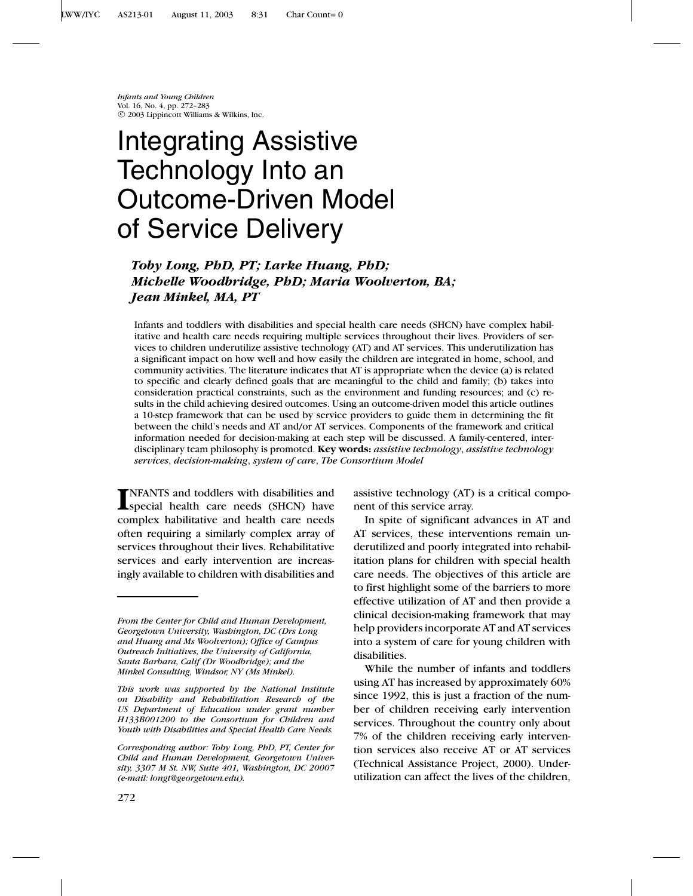# Integrating Assistive Technology Into an Outcome-Driven Model of Service Delivery

***Toby Long, PhD, PT; Larke Huang, PhD; Michelle Woodbridge, PhD; Maria Woolverton, BA; Jean Minkel, MA, PT***

Infants and toddlers with disabilities and special health care needs (SHCN) have complex habilitative and health care needs requiring multiple services throughout their lives. Providers of services to children underutilize assistive technology (AT) and AT services. This underutilization has a significant impact on how well and how easily the children are integrated in home, school, and community activities. The literature indicates that AT is appropriate when the device (a) is related to specific and clearly defined goals that are meaningful to the child and family; (b) takes into consideration practical constraints, such as the environment and funding resources; and (c) results in the child achieving desired outcomes. Using an outcome-driven model this article outlines a 10-step framework that can be used by service providers to guide them in determining the fit between the child's needs and AT and/or AT services. Components of the framework and critical information needed for decision-making at each step will be discussed. A family-centered, interdisciplinary team philosophy is promoted. **Key words:** *assistive technology*, *assistive technology services*, *decision-making*, *system of care*, *The Consortium Model*

INFANTS and toddlers with disabilities and special health care needs (SHCN) have complex habilitative and health care needs often requiring a similarly complex array of services throughout their lives. Rehabilitative services and early intervention are increasingly available to children with disabilities and assistive technology (AT) is a critical component of this service array.

In spite of significant advances in AT and AT services, these interventions remain underutilized and poorly integrated into rehabilitation plans for children with special health care needs. The objectives of this article are to first highlight some of the barriers to more effective utilization of AT and then provide a clinical decision-making framework that may help providers incorporate AT and AT services into a system of care for young children with disabilities.

While the number of infants and toddlers using AT has increased by approximately 60% since 1992, this is just a fraction of the number of children receiving early intervention services. Throughout the country only about 7% of the children receiving early intervention services also receive AT or AT services (Technical Assistance Project, 2000). Underutilization can affect the lives of the children,

*From the Center for Child and Human Development, Georgetown University, Washington, DC (Drs Long and Huang and Ms Woolverton); Office of Campus Outreach Initiatives, the University of California, Santa Barbara, Calif (Dr Woodbridge); and the Minkel Consulting, Windsor, NY (Ms Minkel).*

*This work was supported by the National Institute on Disability and Rehabilitation Research of the US Department of Education under grant number H133B001200 to the Consortium for Children and Youth with Disabilities and Special Health Care Needs.*

*Corresponding author: Toby Long, PhD, PT, Center for Child and Human Development, Georgetown University, 3307 M St. NW, Suite 401, Washington, DC 20007 (e-mail: longt@georgetown.edu).*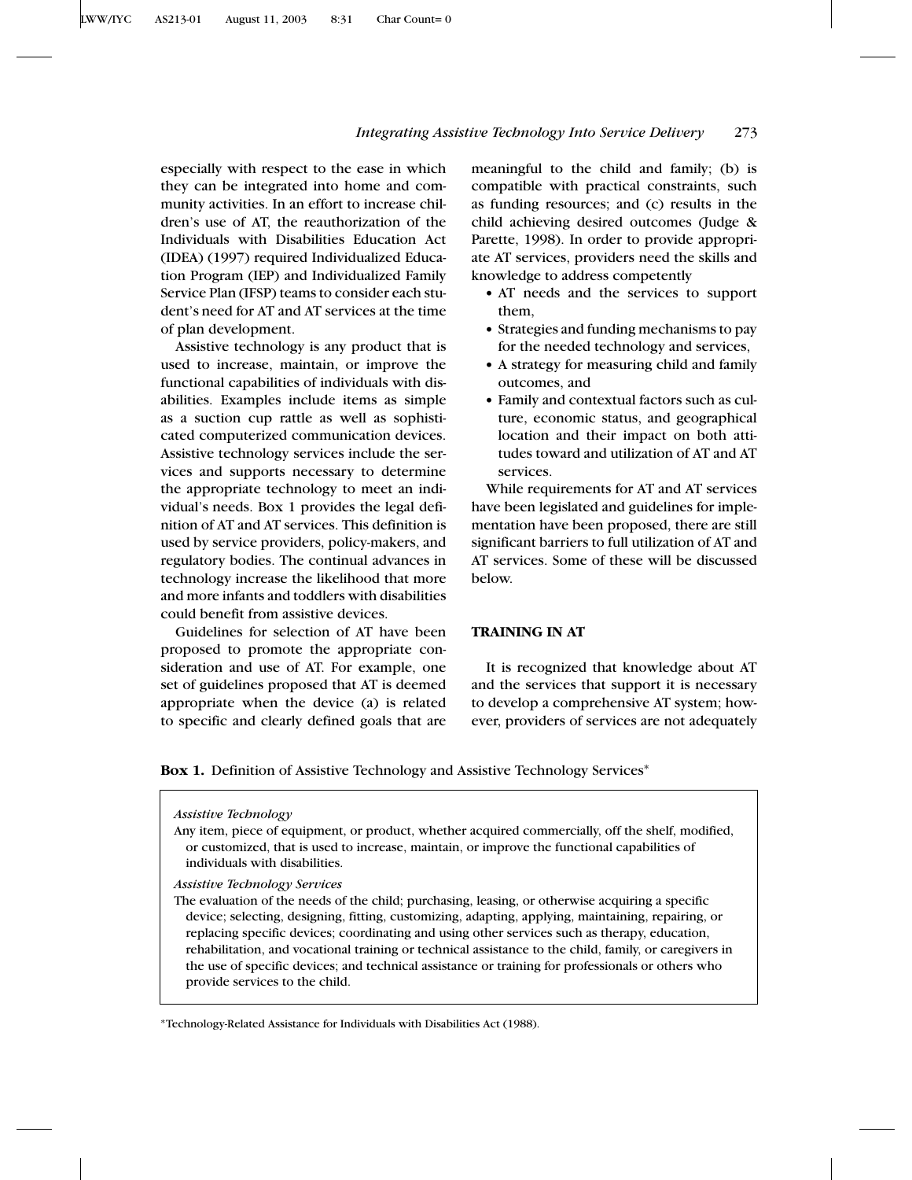especially with respect to the ease in which they can be integrated into home and community activities. In an effort to increase children's use of AT, the reauthorization of the Individuals with Disabilities Education Act (IDEA) (1997) required Individualized Education Program (IEP) and Individualized Family Service Plan (IFSP) teams to consider each student's need for AT and AT services at the time of plan development.

Assistive technology is any product that is used to increase, maintain, or improve the functional capabilities of individuals with disabilities. Examples include items as simple as a suction cup rattle as well as sophisticated computerized communication devices. Assistive technology services include the services and supports necessary to determine the appropriate technology to meet an individual's needs. Box 1 provides the legal definition of AT and AT services. This definition is used by service providers, policy-makers, and regulatory bodies. The continual advances in technology increase the likelihood that more and more infants and toddlers with disabilities could benefit from assistive devices.

Guidelines for selection of AT have been proposed to promote the appropriate consideration and use of AT. For example, one set of guidelines proposed that AT is deemed appropriate when the device (a) is related to specific and clearly defined goals that are meaningful to the child and family; (b) is compatible with practical constraints, such as funding resources; and (c) results in the child achieving desired outcomes (Judge & Parette, 1998). In order to provide appropriate AT services, providers need the skills and knowledge to address competently

- AT needs and the services to support them,
- Strategies and funding mechanisms to pay for the needed technology and services,
- A strategy for measuring child and family outcomes, and
- Family and contextual factors such as culture, economic status, and geographical location and their impact on both attitudes toward and utilization of AT and AT services.

While requirements for AT and AT services have been legislated and guidelines for implementation have been proposed, there are still significant barriers to full utilization of AT and AT services. Some of these will be discussed below.

## TRAINING IN AT

It is recognized that knowledge about AT and the services that support it is necessary to develop a comprehensive AT system; however, providers of services are not adequately

**Box 1.** Definition of Assistive Technology and Assistive Technology Services*

*Assistive Technology*

Any item, piece of equipment, or product, whether acquired commercially, off the shelf, modified, or customized, that is used to increase, maintain, or improve the functional capabilities of individuals with disabilities.

*Assistive Technology Services*

The evaluation of the needs of the child; purchasing, leasing, or otherwise acquiring a specific device; selecting, designing, fitting, customizing, adapting, applying, maintaining, repairing, or replacing specific devices; coordinating and using other services such as therapy, education, rehabilitation, and vocational training or technical assistance to the child, family, or caregivers in the use of specific devices; and technical assistance or training for professionals or others who provide services to the child.

*Technology-Related Assistance for Individuals with Disabilities Act (1988).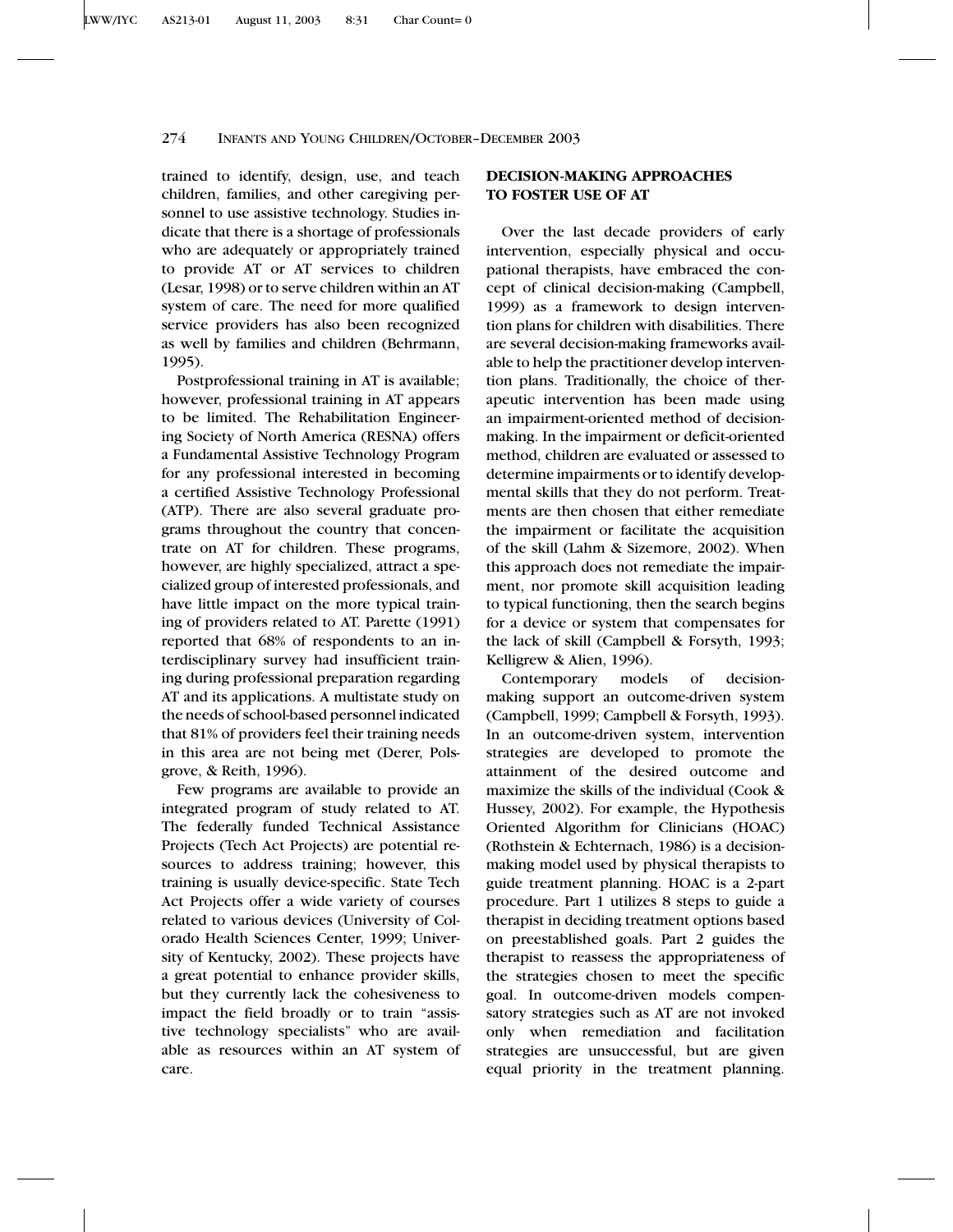trained to identify, design, use, and teach children, families, and other caregiving personnel to use assistive technology. Studies indicate that there is a shortage of professionals who are adequately or appropriately trained to provide AT or AT services to children (Lesar, 1998) or to serve children within an AT system of care. The need for more qualified service providers has also been recognized as well by families and children (Behrmann, 1995).

Postprofessional training in AT is available; however, professional training in AT appears to be limited. The Rehabilitation Engineering Society of North America (RESNA) offers a Fundamental Assistive Technology Program for any professional interested in becoming a certified Assistive Technology Professional (ATP). There are also several graduate programs throughout the country that concentrate on AT for children. These programs, however, are highly specialized, attract a specialized group of interested professionals, and have little impact on the more typical training of providers related to AT. Parette (1991) reported that 68% of respondents to an interdisciplinary survey had insufficient training during professional preparation regarding AT and its applications. A multistate study on the needs of school-based personnel indicated that 81% of providers feel their training needs in this area are not being met (Derer, Polsgrove, & Reith, 1996).

Few programs are available to provide an integrated program of study related to AT. The federally funded Technical Assistance Projects (Tech Act Projects) are potential resources to address training; however, this training is usually device-specific. State Tech Act Projects offer a wide variety of courses related to various devices (University of Colorado Health Sciences Center, 1999; University of Kentucky, 2002). These projects have a great potential to enhance provider skills, but they currently lack the cohesiveness to impact the field broadly or to train "assistive technology specialists" who are available as resources within an AT system of care.

## DECISION-MAKING APPROACHES TO FOSTER USE OF AT

Over the last decade providers of early intervention, especially physical and occupational therapists, have embraced the concept of clinical decision-making (Campbell, 1999) as a framework to design intervention plans for children with disabilities. There are several decision-making frameworks available to help the practitioner develop intervention plans. Traditionally, the choice of therapeutic intervention has been made using an impairment-oriented method of decision-making. In the impairment or deficit-oriented method, children are evaluated or assessed to determine impairments or to identify developmental skills that they do not perform. Treatments are then chosen that either remediate the impairment or facilitate the acquisition of the skill (Lahm & Sizemore, 2002). When this approach does not remediate the impairment, nor promote skill acquisition leading to typical functioning, then the search begins for a device or system that compensates for the lack of skill (Campbell & Forsyth, 1993; Kelligrew & Alien, 1996).

Contemporary models of decision-making support an outcome-driven system (Campbell, 1999; Campbell & Forsyth, 1993). In an outcome-driven system, intervention strategies are developed to promote the attainment of the desired outcome and maximize the skills of the individual (Cook & Hussey, 2002). For example, the Hypothesis Oriented Algorithm for Clinicians (HOAC) (Rothstein & Echternach, 1986) is a decision-making model used by physical therapists to guide treatment planning. HOAC is a 2-part procedure. Part 1 utilizes 8 steps to guide a therapist in deciding treatment options based on preestablished goals. Part 2 guides the therapist to reassess the appropriateness of the strategies chosen to meet the specific goal. In outcome-driven models compensatory strategies such as AT are not invoked only when remediation and facilitation strategies are unsuccessful, but are given equal priority in the treatment planning.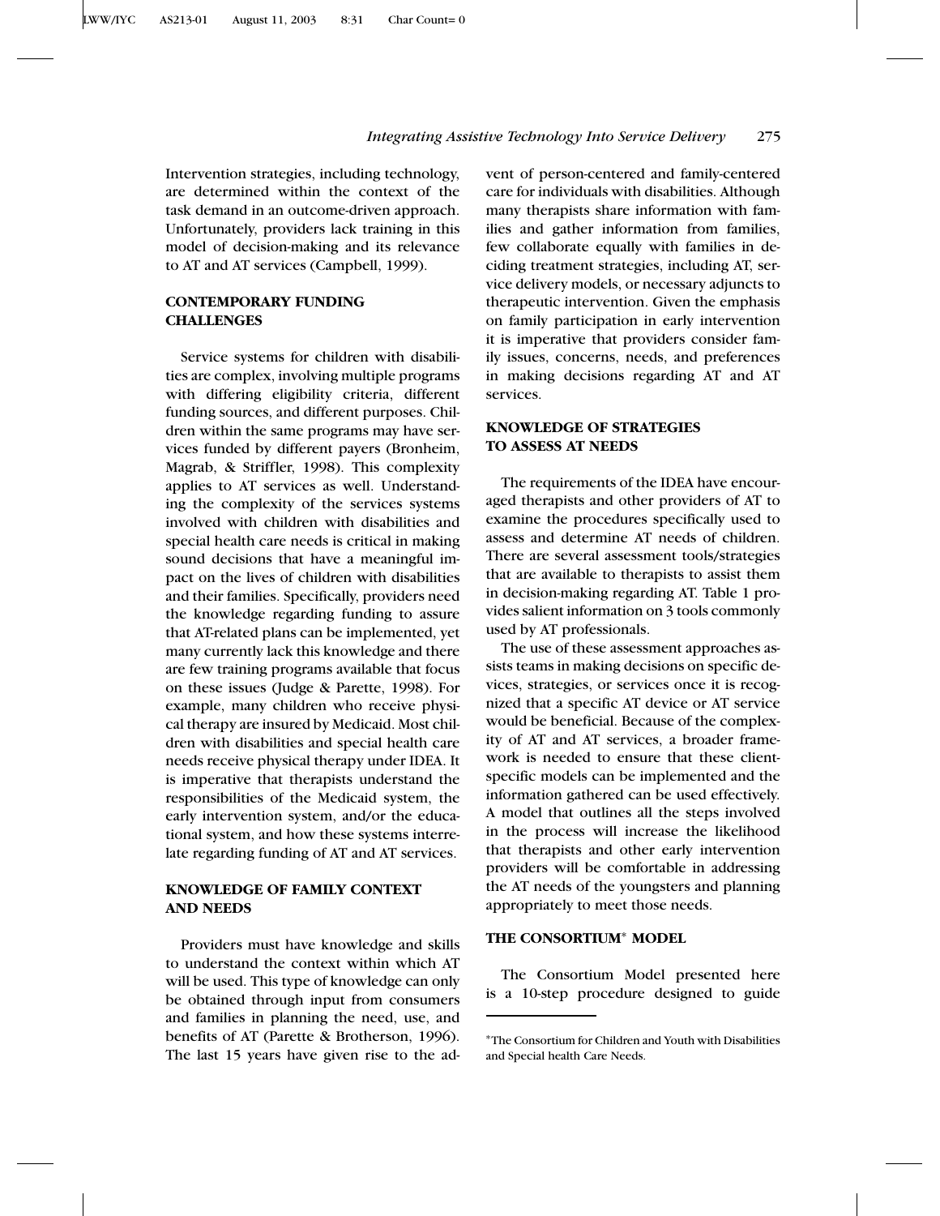Intervention strategies, including technology, are determined within the context of the task demand in an outcome-driven approach. Unfortunately, providers lack training in this model of decision-making and its relevance to AT and AT services (Campbell, 1999).

## CONTEMPORARY FUNDING CHALLENGES

Service systems for children with disabilities are complex, involving multiple programs with differing eligibility criteria, different funding sources, and different purposes. Children within the same programs may have services funded by different payers (Bronheim, Magrab, & Striffler, 1998). This complexity applies to AT services as well. Understanding the complexity of the services systems involved with children with disabilities and special health care needs is critical in making sound decisions that have a meaningful impact on the lives of children with disabilities and their families. Specifically, providers need the knowledge regarding funding to assure that AT-related plans can be implemented, yet many currently lack this knowledge and there are few training programs available that focus on these issues (Judge & Parette, 1998). For example, many children who receive physical therapy are insured by Medicaid. Most children with disabilities and special health care needs receive physical therapy under IDEA. It is imperative that therapists understand the responsibilities of the Medicaid system, the early intervention system, and/or the educational system, and how these systems interrelate regarding funding of AT and AT services.

## KNOWLEDGE OF FAMILY CONTEXT AND NEEDS

Providers must have knowledge and skills to understand the context within which AT will be used. This type of knowledge can only be obtained through input from consumers and families in planning the need, use, and benefits of AT (Parette & Brotherson, 1996). The last 15 years have given rise to the advent of person-centered and family-centered care for individuals with disabilities. Although many therapists share information with families and gather information from families, few collaborate equally with families in deciding treatment strategies, including AT, service delivery models, or necessary adjuncts to therapeutic intervention. Given the emphasis on family participation in early intervention it is imperative that providers consider family issues, concerns, needs, and preferences in making decisions regarding AT and AT services.

## KNOWLEDGE OF STRATEGIES TO ASSESS AT NEEDS

The requirements of the IDEA have encouraged therapists and other providers of AT to examine the procedures specifically used to assess and determine AT needs of children. There are several assessment tools/strategies that are available to therapists to assist them in decision-making regarding AT. Table 1 provides salient information on 3 tools commonly used by AT professionals.

The use of these assessment approaches assists teams in making decisions on specific devices, strategies, or services once it is recognized that a specific AT device or AT service would be beneficial. Because of the complexity of AT and AT services, a broader framework is needed to ensure that these client-specific models can be implemented and the information gathered can be used effectively. A model that outlines all the steps involved in the process will increase the likelihood that therapists and other early intervention providers will be comfortable in addressing the AT needs of the youngsters and planning appropriately to meet those needs.

## THE CONSORTIUM* MODEL

The Consortium Model presented here is a 10-step procedure designed to guide

*The Consortium for Children and Youth with Disabilities and Special health Care Needs.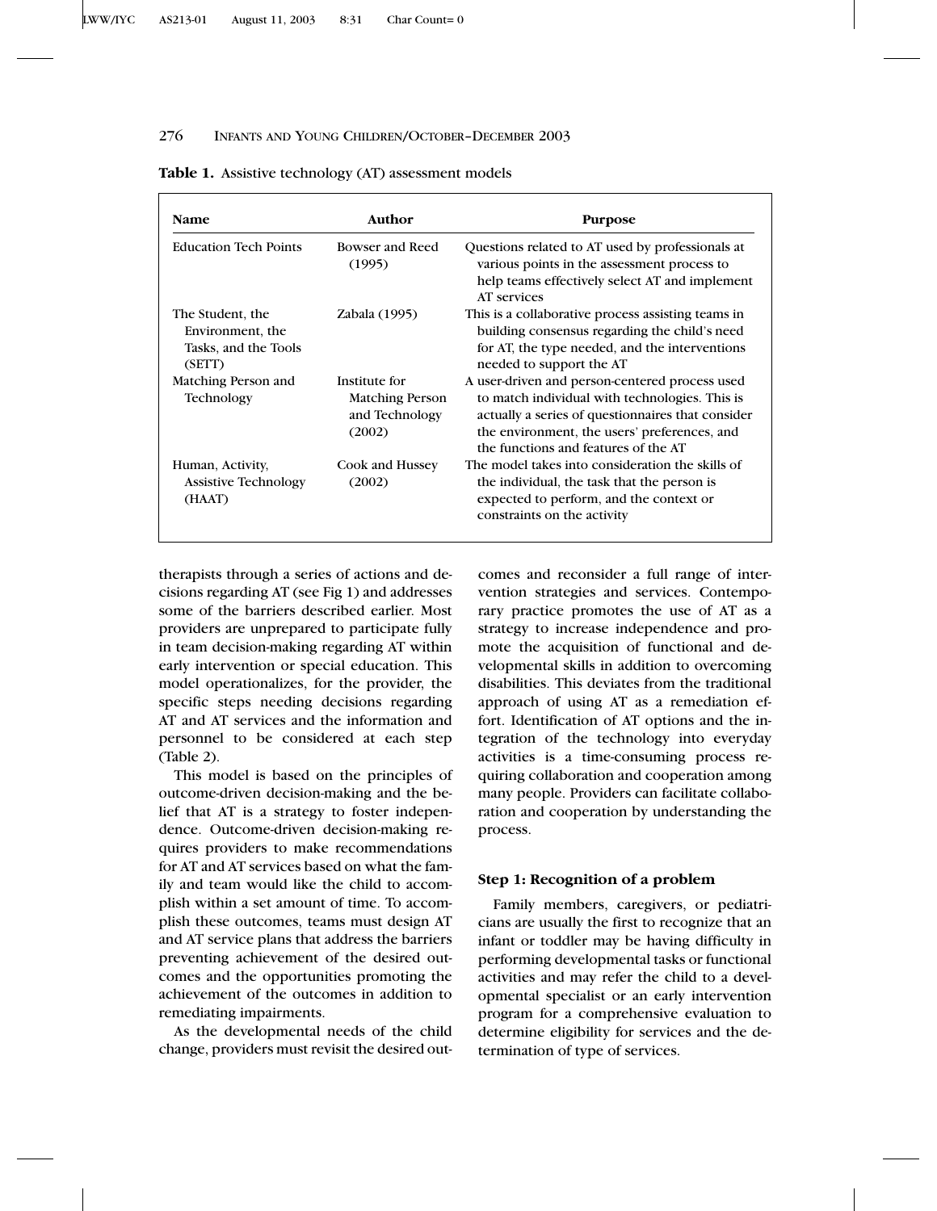**Table 1.** Assistive technology (AT) assessment models

| Name | Author | Purpose |
|---|---|---|
| Education Tech Points | Bowser and Reed (1995) | Questions related to AT used by professionals at various points in the assessment process to help teams effectively select AT and implement AT services |
| The Student, the Environment, the Tasks, and the Tools (SETT) | Zabala (1995) | This is a collaborative process assisting teams in building consensus regarding the child's need for AT, the type needed, and the interventions needed to support the AT |
| Matching Person and Technology | Institute for Matching Person and Technology (2002) | A user-driven and person-centered process used to match individual with technologies. This is actually a series of questionnaires that consider the environment, the users' preferences, and the functions and features of the AT |
| Human, Activity, Assistive Technology (HAAT) | Cook and Hussey (2002) | The model takes into consideration the skills of the individual, the task that the person is expected to perform, and the context or constraints on the activity |

therapists through a series of actions and decisions regarding AT (see Fig 1) and addresses some of the barriers described earlier. Most providers are unprepared to participate fully in team decision-making regarding AT within early intervention or special education. This model operationalizes, for the provider, the specific steps needing decisions regarding AT and AT services and the information and personnel to be considered at each step (Table 2).

This model is based on the principles of outcome-driven decision-making and the belief that AT is a strategy to foster independence. Outcome-driven decision-making requires providers to make recommendations for AT and AT services based on what the family and team would like the child to accomplish within a set amount of time. To accomplish these outcomes, teams must design AT and AT service plans that address the barriers preventing achievement of the desired outcomes and the opportunities promoting the achievement of the outcomes in addition to remediating impairments.

As the developmental needs of the child change, providers must revisit the desired outcomes and reconsider a full range of intervention strategies and services. Contemporary practice promotes the use of AT as a strategy to increase independence and promote the acquisition of functional and developmental skills in addition to overcoming disabilities. This deviates from the traditional approach of using AT as a remediation effort. Identification of AT options and the integration of the technology into everyday activities is a time-consuming process requiring collaboration and cooperation among many people. Providers can facilitate collaboration and cooperation by understanding the process.

### Step 1: Recognition of a problem

Family members, caregivers, or pediatricians are usually the first to recognize that an infant or toddler may be having difficulty in performing developmental tasks or functional activities and may refer the child to a developmental specialist or an early intervention program for a comprehensive evaluation to determine eligibility for services and the determination of type of services.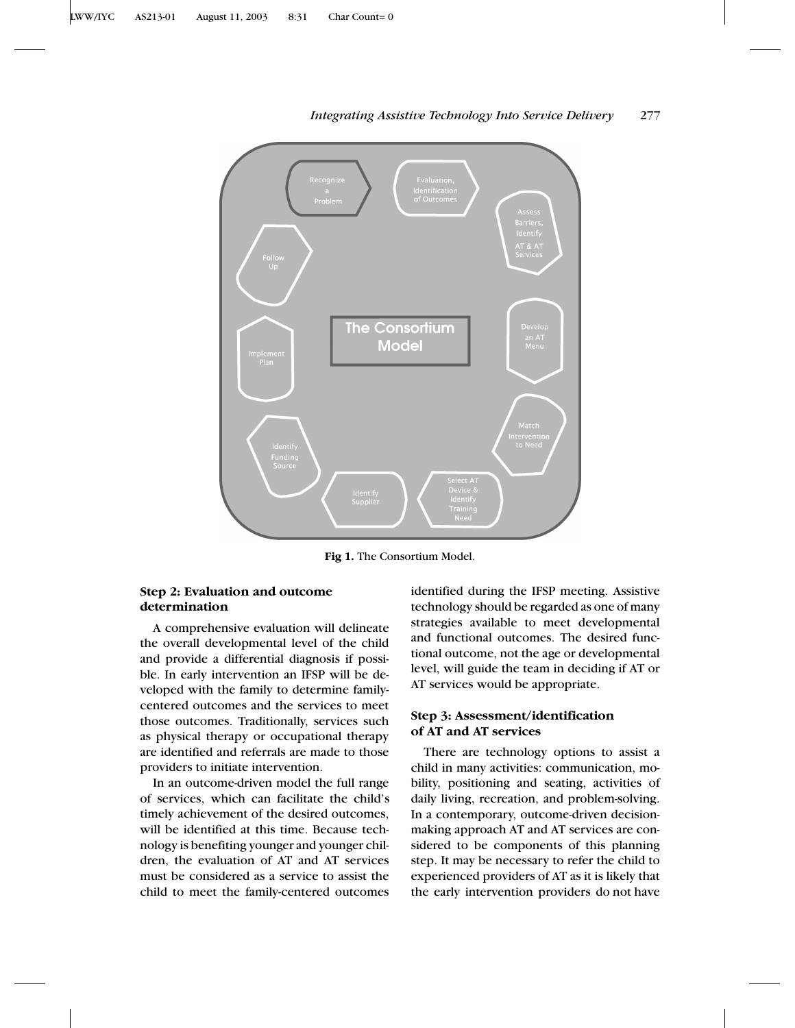**Fig 1.** The Consortium Model.

### Step 2: Evaluation and outcome determination

A comprehensive evaluation will delineate the overall developmental level of the child and provide a differential diagnosis if possible. In early intervention an IFSP will be developed with the family to determine family-centered outcomes and the services to meet those outcomes. Traditionally, services such as physical therapy or occupational therapy are identified and referrals are made to those providers to initiate intervention.

In an outcome-driven model the full range of services, which can facilitate the child's timely achievement of the desired outcomes, will be identified at this time. Because technology is benefiting younger and younger children, the evaluation of AT and AT services must be considered as a service to assist the child to meet the family-centered outcomes identified during the IFSP meeting. Assistive technology should be regarded as one of many strategies available to meet developmental and functional outcomes. The desired functional outcome, not the age or developmental level, will guide the team in deciding if AT or AT services would be appropriate.

### Step 3: Assessment/identification of AT and AT services

There are technology options to assist a child in many activities: communication, mobility, positioning and seating, activities of daily living, recreation, and problem-solving. In a contemporary, outcome-driven decision-making approach AT and AT services are considered to be components of this planning step. It may be necessary to refer the child to experienced providers of AT as it is likely that the early intervention providers do not have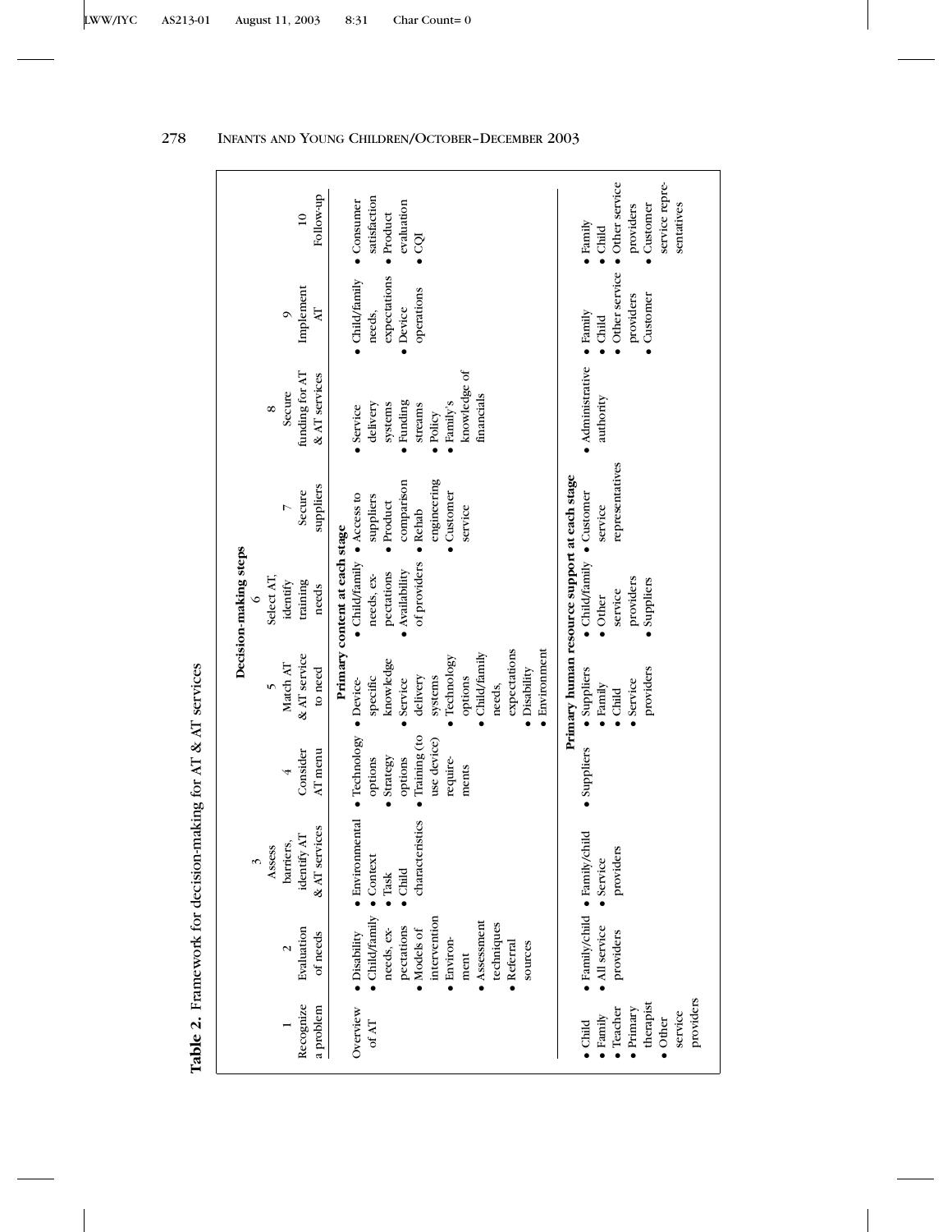**Table 2.** Framework for decision-making for AT & AT services

| Decision-making steps | | | | | | | | | |
|---|---|---|---|---|---|---|---|---|---|
| 1 Recognize a problem | 2 Evaluation of needs | 3 Assess barriers, identify AT & AT services | 4 Consider AT menu | 5 Match AT & AT service to need | 6 Select AT, identify training needs | 7 Secure suppliers | 8 Secure funding for AT & AT services | 9 Implement AT | 10 Follow-up |
| **Primary content at each stage** | | | | | | | | | |
| Overview of AT | • Disability • Child/family needs, expectations • Models of intervention • Environment • Assessment techniques • Referral sources | • Environmental • Context • Task • Child characteristics | • Technology options • Strategy options • Training (to use device) requirements | • Device-specific knowledge • Service delivery systems • Technology options • Child/family needs, expectations • Disability • Environment | • Child/family needs, expectations • Availability of providers | • Access to suppliers • Product comparison • Rehab engineering • Customer service | • Service delivery systems • Funding streams • Policy • Family's knowledge of financials | • Child/family needs, expectations • Device operations | • Consumer satisfaction • Product evaluation • CQI |
| **Primary human resource support at each stage** | | | | | | | | | |
| • Child • Family • Teacher • Primary therapist • Other service providers | • Family/child • All service providers | • Family/child • Service providers | • Suppliers | • Suppliers • Family • Child • Service providers | • Child/family • Other service providers • Suppliers | • Customer service representatives | • Administrative authority | • Family • Child • Other service providers • Customer | • Family • Child • Other service providers • Customer service representatives |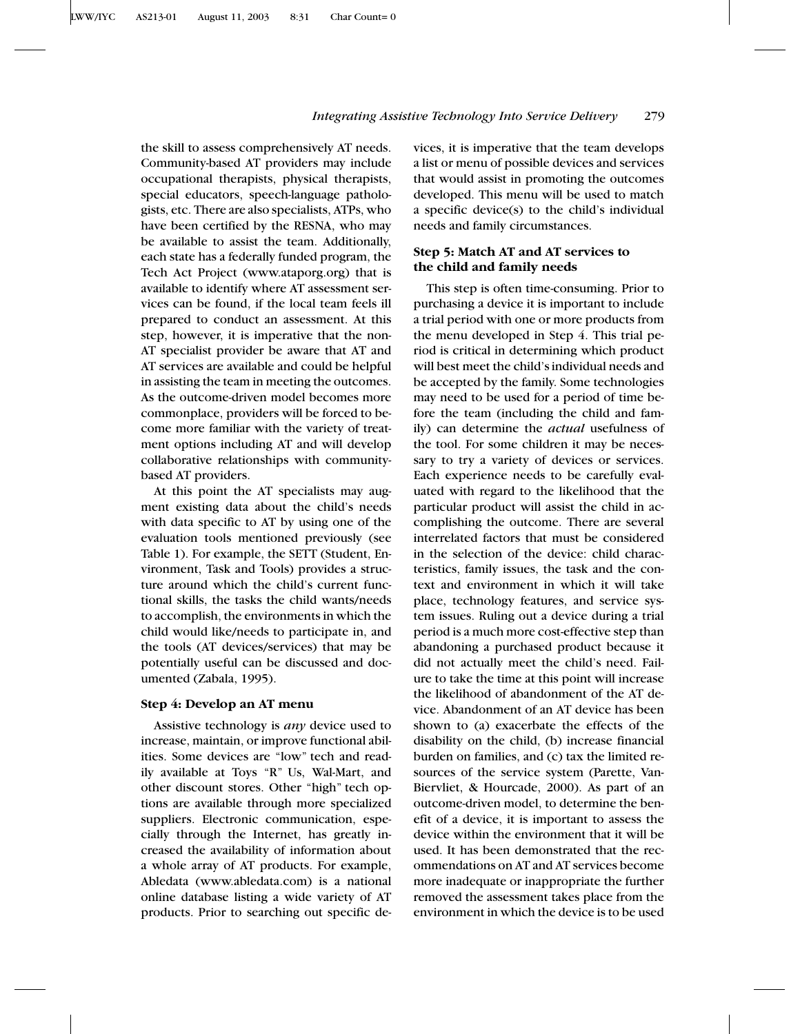the skill to assess comprehensively AT needs. Community-based AT providers may include occupational therapists, physical therapists, special educators, speech-language pathologists, etc. There are also specialists, ATPs, who have been certified by the RESNA, who may be available to assist the team. Additionally, each state has a federally funded program, the Tech Act Project (www.ataporg.org) that is available to identify where AT assessment services can be found, if the local team feels ill prepared to conduct an assessment. At this step, however, it is imperative that the non-AT specialist provider be aware that AT and AT services are available and could be helpful in assisting the team in meeting the outcomes. As the outcome-driven model becomes more commonplace, providers will be forced to become more familiar with the variety of treatment options including AT and will develop collaborative relationships with community-based AT providers.

At this point the AT specialists may augment existing data about the child's needs with data specific to AT by using one of the evaluation tools mentioned previously (see Table 1). For example, the SETT (Student, Environment, Task and Tools) provides a structure around which the child's current functional skills, the tasks the child wants/needs to accomplish, the environments in which the child would like/needs to participate in, and the tools (AT devices/services) that may be potentially useful can be discussed and documented (Zabala, 1995).

### Step 4: Develop an AT menu

Assistive technology is *any* device used to increase, maintain, or improve functional abilities. Some devices are "low" tech and readily available at Toys "R" Us, Wal-Mart, and other discount stores. Other "high" tech options are available through more specialized suppliers. Electronic communication, especially through the Internet, has greatly increased the availability of information about a whole array of AT products. For example, Abledata (www.abledata.com) is a national online database listing a wide variety of AT products. Prior to searching out specific devices, it is imperative that the team develops a list or menu of possible devices and services that would assist in promoting the outcomes developed. This menu will be used to match a specific device(s) to the child's individual needs and family circumstances.

### Step 5: Match AT and AT services to the child and family needs

This step is often time-consuming. Prior to purchasing a device it is important to include a trial period with one or more products from the menu developed in Step 4. This trial period is critical in determining which product will best meet the child's individual needs and be accepted by the family. Some technologies may need to be used for a period of time before the team (including the child and family) can determine the *actual* usefulness of the tool. For some children it may be necessary to try a variety of devices or services. Each experience needs to be carefully evaluated with regard to the likelihood that the particular product will assist the child in accomplishing the outcome. There are several interrelated factors that must be considered in the selection of the device: child characteristics, family issues, the task and the context and environment in which it will take place, technology features, and service system issues. Ruling out a device during a trial period is a much more cost-effective step than abandoning a purchased product because it did not actually meet the child's need. Failure to take the time at this point will increase the likelihood of abandonment of the AT device. Abandonment of an AT device has been shown to (a) exacerbate the effects of the disability on the child, (b) increase financial burden on families, and (c) tax the limited resources of the service system (Parette, VanBiervliet, & Hourcade, 2000). As part of an outcome-driven model, to determine the benefit of a device, it is important to assess the device within the environment that it will be used. It has been demonstrated that the recommendations on AT and AT services become more inadequate or inappropriate the further removed the assessment takes place from the environment in which the device is to be used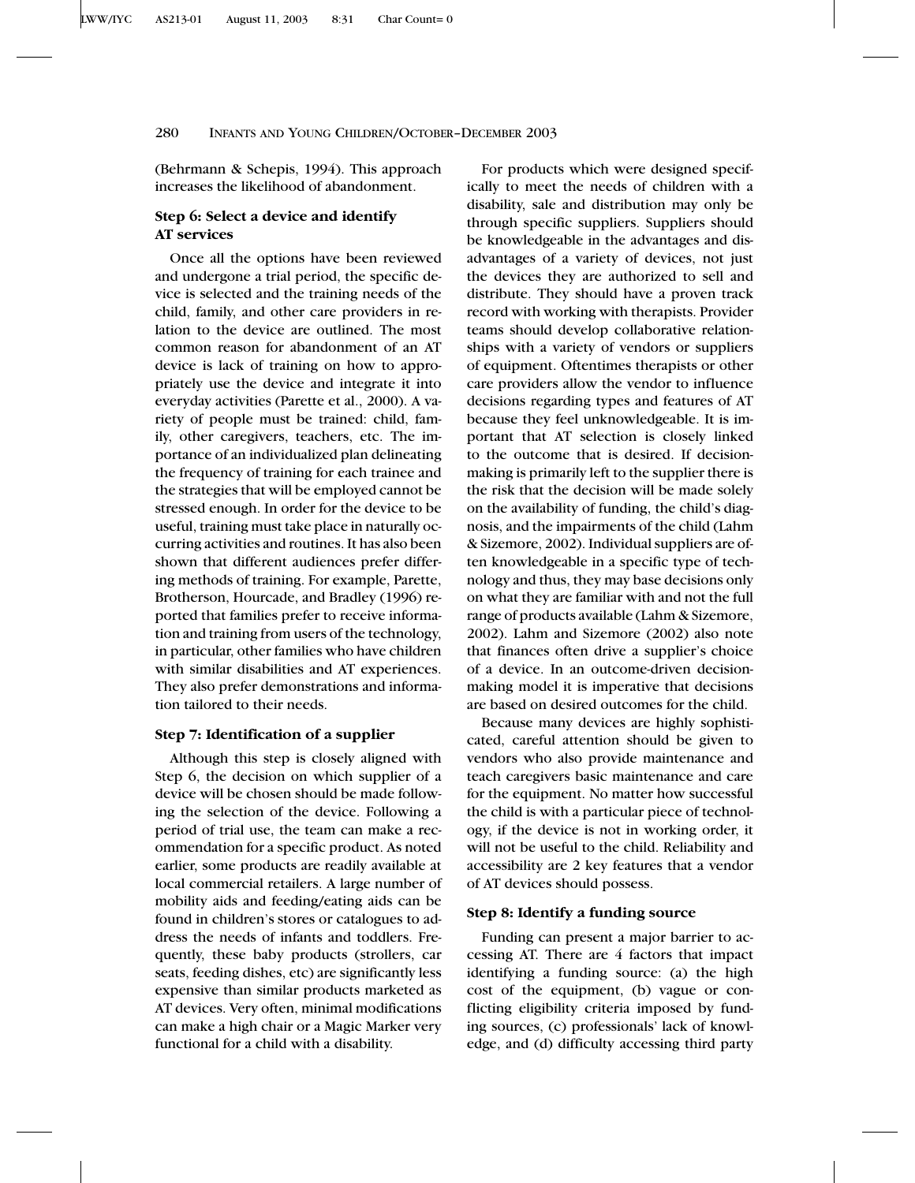(Behrmann & Schepis, 1994). This approach increases the likelihood of abandonment.

### Step 6: Select a device and identify AT services

Once all the options have been reviewed and undergone a trial period, the specific device is selected and the training needs of the child, family, and other care providers in relation to the device are outlined. The most common reason for abandonment of an AT device is lack of training on how to appropriately use the device and integrate it into everyday activities (Parette et al., 2000). A variety of people must be trained: child, family, other caregivers, teachers, etc. The importance of an individualized plan delineating the frequency of training for each trainee and the strategies that will be employed cannot be stressed enough. In order for the device to be useful, training must take place in naturally occurring activities and routines. It has also been shown that different audiences prefer differing methods of training. For example, Parette, Brotherson, Hourcade, and Bradley (1996) reported that families prefer to receive information and training from users of the technology, in particular, other families who have children with similar disabilities and AT experiences. They also prefer demonstrations and information tailored to their needs.

### Step 7: Identification of a supplier

Although this step is closely aligned with Step 6, the decision on which supplier of a device will be chosen should be made following the selection of the device. Following a period of trial use, the team can make a recommendation for a specific product. As noted earlier, some products are readily available at local commercial retailers. A large number of mobility aids and feeding/eating aids can be found in children's stores or catalogues to address the needs of infants and toddlers. Frequently, these baby products (strollers, car seats, feeding dishes, etc) are significantly less expensive than similar products marketed as AT devices. Very often, minimal modifications can make a high chair or a Magic Marker very functional for a child with a disability.

For products which were designed specifically to meet the needs of children with a disability, sale and distribution may only be through specific suppliers. Suppliers should be knowledgeable in the advantages and disadvantages of a variety of devices, not just the devices they are authorized to sell and distribute. They should have a proven track record with working with therapists. Provider teams should develop collaborative relationships with a variety of vendors or suppliers of equipment. Oftentimes therapists or other care providers allow the vendor to influence decisions regarding types and features of AT because they feel unknowledgeable. It is important that AT selection is closely linked to the outcome that is desired. If decision-making is primarily left to the supplier there is the risk that the decision will be made solely on the availability of funding, the child's diagnosis, and the impairments of the child (Lahm & Sizemore, 2002). Individual suppliers are often knowledgeable in a specific type of technology and thus, they may base decisions only on what they are familiar with and not the full range of products available (Lahm & Sizemore, 2002). Lahm and Sizemore (2002) also note that finances often drive a supplier's choice of a device. In an outcome-driven decision-making model it is imperative that decisions are based on desired outcomes for the child.

Because many devices are highly sophisticated, careful attention should be given to vendors who also provide maintenance and teach caregivers basic maintenance and care for the equipment. No matter how successful the child is with a particular piece of technology, if the device is not in working order, it will not be useful to the child. Reliability and accessibility are 2 key features that a vendor of AT devices should possess.

### Step 8: Identify a funding source

Funding can present a major barrier to accessing AT. There are 4 factors that impact identifying a funding source: (a) the high cost of the equipment, (b) vague or conflicting eligibility criteria imposed by funding sources, (c) professionals' lack of knowledge, and (d) difficulty accessing third party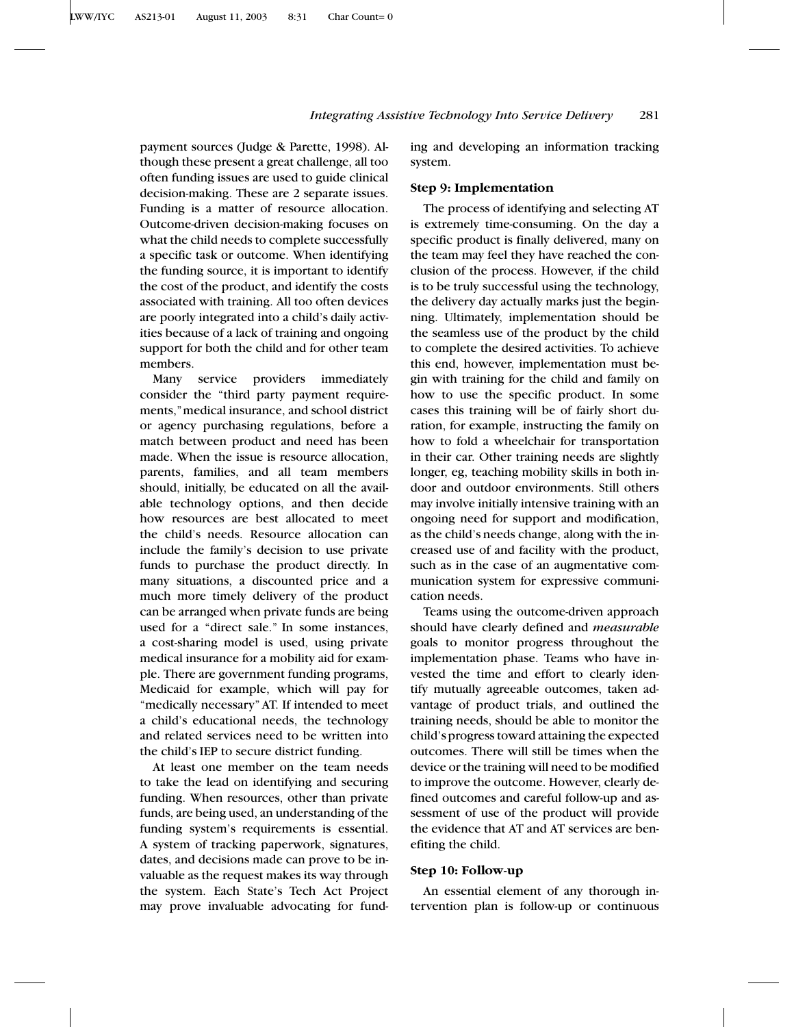payment sources (Judge & Parette, 1998). Although these present a great challenge, all too often funding issues are used to guide clinical decision-making. These are 2 separate issues. Funding is a matter of resource allocation. Outcome-driven decision-making focuses on what the child needs to complete successfully a specific task or outcome. When identifying the funding source, it is important to identify the cost of the product, and identify the costs associated with training. All too often devices are poorly integrated into a child's daily activities because of a lack of training and ongoing support for both the child and for other team members.

Many service providers immediately consider the "third party payment requirements," medical insurance, and school district or agency purchasing regulations, before a match between product and need has been made. When the issue is resource allocation, parents, families, and all team members should, initially, be educated on all the available technology options, and then decide how resources are best allocated to meet the child's needs. Resource allocation can include the family's decision to use private funds to purchase the product directly. In many situations, a discounted price and a much more timely delivery of the product can be arranged when private funds are being used for a "direct sale." In some instances, a cost-sharing model is used, using private medical insurance for a mobility aid for example. There are government funding programs, Medicaid for example, which will pay for "medically necessary" AT. If intended to meet a child's educational needs, the technology and related services need to be written into the child's IEP to secure district funding.

At least one member on the team needs to take the lead on identifying and securing funding. When resources, other than private funds, are being used, an understanding of the funding system's requirements is essential. A system of tracking paperwork, signatures, dates, and decisions made can prove to be invaluable as the request makes its way through the system. Each State's Tech Act Project may prove invaluable advocating for funding and developing an information tracking system.

### Step 9: Implementation

The process of identifying and selecting AT is extremely time-consuming. On the day a specific product is finally delivered, many on the team may feel they have reached the conclusion of the process. However, if the child is to be truly successful using the technology, the delivery day actually marks just the beginning. Ultimately, implementation should be the seamless use of the product by the child to complete the desired activities. To achieve this end, however, implementation must begin with training for the child and family on how to use the specific product. In some cases this training will be of fairly short duration, for example, instructing the family on how to fold a wheelchair for transportation in their car. Other training needs are slightly longer, eg, teaching mobility skills in both indoor and outdoor environments. Still others may involve initially intensive training with an ongoing need for support and modification, as the child's needs change, along with the increased use of and facility with the product, such as in the case of an augmentative communication system for expressive communication needs.

Teams using the outcome-driven approach should have clearly defined and *measurable* goals to monitor progress throughout the implementation phase. Teams who have invested the time and effort to clearly identify mutually agreeable outcomes, taken advantage of product trials, and outlined the training needs, should be able to monitor the child's progress toward attaining the expected outcomes. There will still be times when the device or the training will need to be modified to improve the outcome. However, clearly defined outcomes and careful follow-up and assessment of use of the product will provide the evidence that AT and AT services are benefiting the child.

### Step 10: Follow-up

An essential element of any thorough intervention plan is follow-up or continuous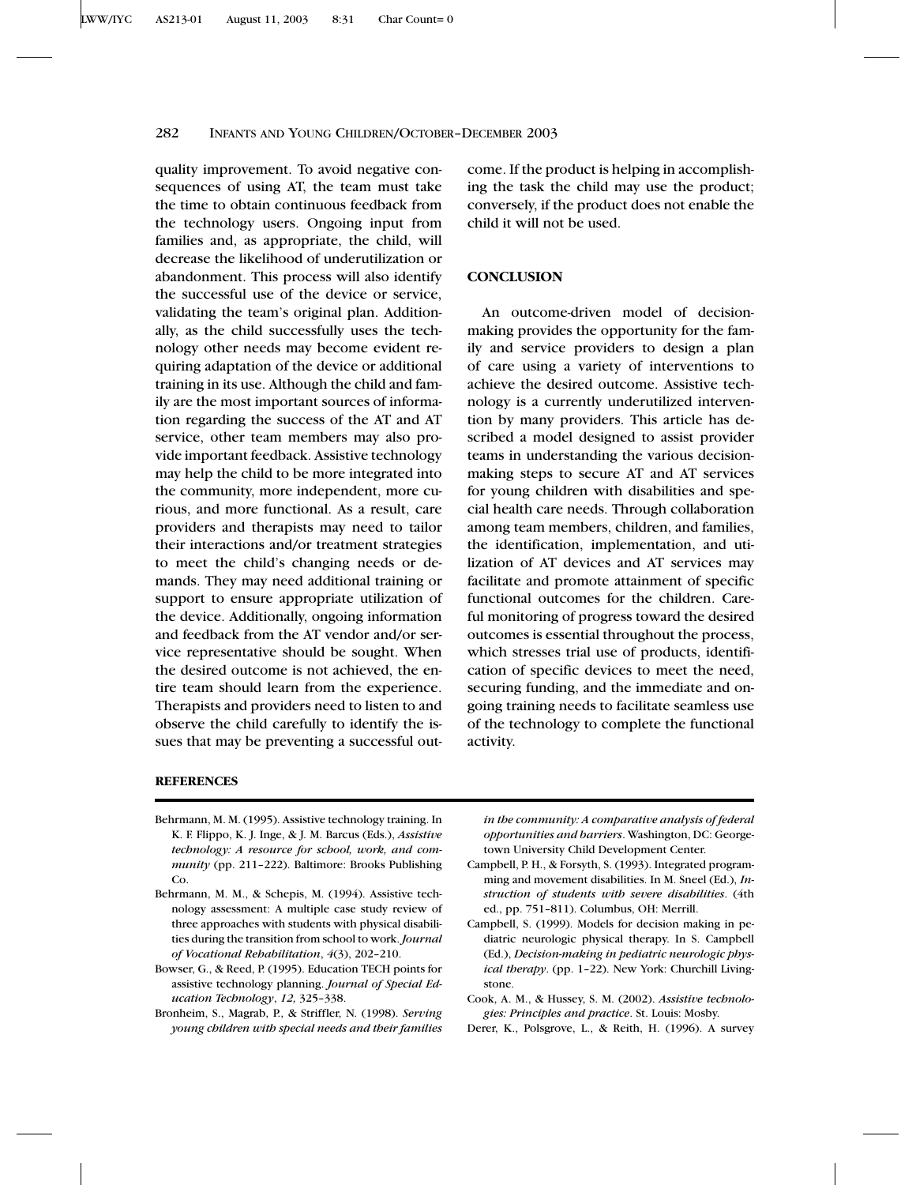quality improvement. To avoid negative consequences of using AT, the team must take the time to obtain continuous feedback from the technology users. Ongoing input from families and, as appropriate, the child, will decrease the likelihood of underutilization or abandonment. This process will also identify the successful use of the device or service, validating the team's original plan. Additionally, as the child successfully uses the technology other needs may become evident requiring adaptation of the device or additional training in its use. Although the child and family are the most important sources of information regarding the success of the AT and AT service, other team members may also provide important feedback. Assistive technology may help the child to be more integrated into the community, more independent, more curious, and more functional. As a result, care providers and therapists may need to tailor their interactions and/or treatment strategies to meet the child's changing needs or demands. They may need additional training or support to ensure appropriate utilization of the device. Additionally, ongoing information and feedback from the AT vendor and/or service representative should be sought. When the desired outcome is not achieved, the entire team should learn from the experience. Therapists and providers need to listen to and observe the child carefully to identify the issues that may be preventing a successful outcome. If the product is helping in accomplishing the task the child may use the product; conversely, if the product does not enable the child it will not be used.

## CONCLUSION

An outcome-driven model of decision-making provides the opportunity for the family and service providers to design a plan of care using a variety of interventions to achieve the desired outcome. Assistive technology is a currently underutilized intervention by many providers. This article has described a model designed to assist provider teams in understanding the various decision-making steps to secure AT and AT services for young children with disabilities and special health care needs. Through collaboration among team members, children, and families, the identification, implementation, and utilization of AT devices and AT services may facilitate and promote attainment of specific functional outcomes for the children. Careful monitoring of progress toward the desired outcomes is essential throughout the process, which stresses trial use of products, identification of specific devices to meet the need, securing funding, and the immediate and ongoing training needs to facilitate seamless use of the technology to complete the functional activity.

## REFERENCES

Behrmann, M. M. (1995). Assistive technology training. In K. F. Flippo, K. J. Inge, & J. M. Barcus (Eds.), *Assistive technology: A resource for school, work, and community* (pp. 211–222). Baltimore: Brooks Publishing Co.

Behrmann, M. M., & Schepis, M. (1994). Assistive technology assessment: A multiple case study review of three approaches with students with physical disabilities during the transition from school to work. *Journal of Vocational Rehabilitation*, *4*(3), 202–210.

Bowser, G., & Reed, P. (1995). Education TECH points for assistive technology planning. *Journal of Special Education Technology*, *12,* 325–338.

Bronheim, S., Magrab, P., & Striffler, N. (1998). *Serving young children with special needs and their families in the community: A comparative analysis of federal opportunities and barriers*. Washington, DC: Georgetown University Child Development Center.

Campbell, P. H., & Forsyth, S. (1993). Integrated programming and movement disabilities. In M. Sneel (Ed.), *Instruction of students with severe disabilities*. (4th ed., pp. 751–811). Columbus, OH: Merrill.

Campbell, S. (1999). Models for decision making in pediatric neurologic physical therapy. In S. Campbell (Ed.), *Decision-making in pediatric neurologic physical therapy*. (pp. 1–22). New York: Churchill Livingstone.

Cook, A. M., & Hussey, S. M. (2002). *Assistive technologies: Principles and practice*. St. Louis: Mosby.

Derer, K., Polsgrove, L., & Reith, H. (1996). A survey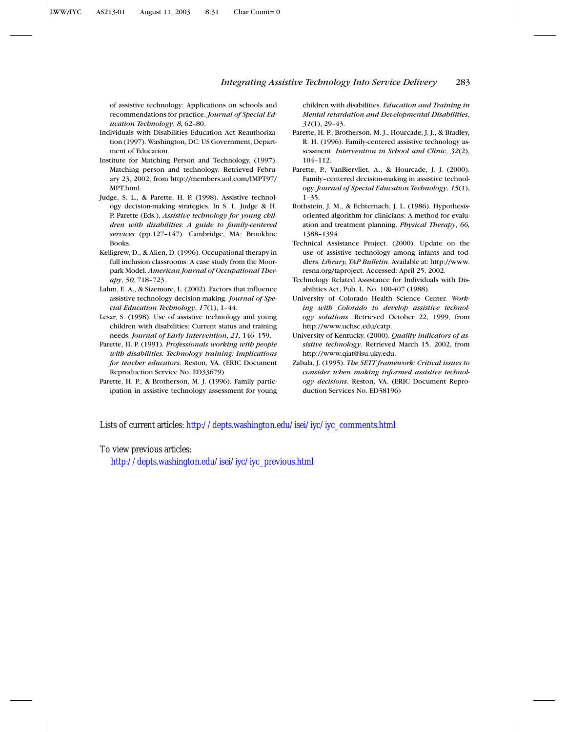of assistive technology: Applications on schools and recommendations for practice. *Journal of Special Education Technology*, *8*, 62–80.

Individuals with Disabilities Education Act Reauthorization (1997). Washington, DC: US Government, Department of Education.

Institute for Matching Person and Technology. (1997). Matching person and technology. Retrieved February 23, 2002, from http://members.aol.com/IMPT97/MPT.html.

Judge, S. L., & Parette, H. P. (1998). Assistive technology decision-making strategies. In S. L. Judge & H. P. Parette (Eds.), *Assistive technology for young children with disabilities: A guide to family-centered services* (pp.127–147). Cambridge, MA: Brookline Books.

Kelligrew, D., & Alien, D. (1996). Occupational therapy in full inclusion classrooms: A case study from the Moorpark Model. *American Journal of Occupational Therapy*, *50,* 718–723.

Lahm, E. A., & Sizemore, L. (2002). Factors that influence assistive technology decision-making. *Journal of Special Education Technology*, *17*(1), 1–44.

Lesar, S. (1998). Use of assistive technology and young children with disabilities: Current status and training needs. *Journal of Early Intervention*, *21,* 146–159.

Parette, H. P. (1991). *Professionals working with people with disabilities: Technology training: Implications for teacher educators*. Reston, VA. (ERIC Document Reproduction Service No. ED33679)

Parette, H. P., & Brotherson, M. J. (1996). Family participation in assistive technology assessment for young children with disabilities. *Education and Training in Mental retardation and Developmental Disabilities*, *31*(1), 29–43.

Parette, H. P., Brotherson, M. J., Hourcade, J. J., & Bradley, R. H. (1996). Family-centered assistive technology assessment. *Intervention in School and Clinic*, *32*(2), 104–112.

Parette, P., VanBiervliet, A., & Hourcade, J. J. (2000). Family–centered decision-making in assistive technology. *Journal of Special Education Technology*, *15*(1), 1–35.

Rothstein, J. M., & Echternach, J. L. (1986). Hypothesis-oriented algorithm for clinicians: A method for evaluation and treatment planning. *Physical Therapy*, *66,* 1388–1394.

Technical Assistance Project. (2000). Update on the use of assistive technology among infants and toddlers. *Library, TAP Bulletin*. Available at: http://www.resna.org/taproject. Accessed: April 25, 2002.

Technology Related Assistance for Individuals with Disabilities Act, Pub. L. No. 100-407 (1988).

University of Colorado Health Science Center. *Working with Colorado to develop assistive technology solutions*. Retrieved October 22, 1999, from http://www.uchsc.edu/catp.

University of Kentucky. (2000). *Quality indicators of assistive technology*. Retrieved March 15, 2002, from http://www.qiat@lsu.uky.edu.

Zabala, J. (1995). *The SETT framework: Critical issues to consider when making informed assistive technology decisions*. Reston, VA. (ERIC Document Reproduction Services No. ED38196)

Lists of current articles: http://depts.washington.edu/isei/iyc/iyc_comments.html

To view previous articles:
http://depts.washington.edu/isei/iyc/iyc_previous.html